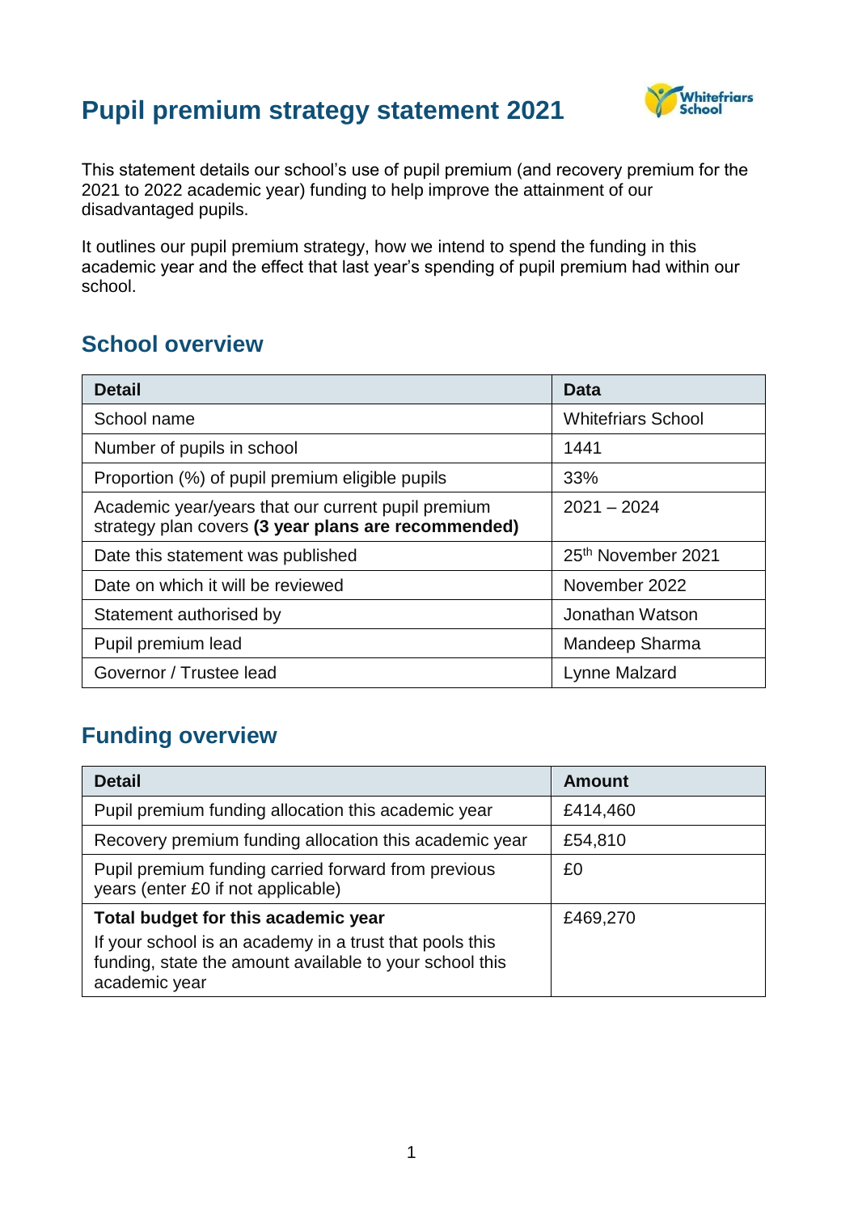# Pupil premium strategy statement 2021

This statement details our school's use of pupil premium (and recovery premium for the 2021 to 2022 academic year) funding to help improve the attainment of our disadvantaged pupils.

It outlines our pupil premium strategy, how we intend to spend the funding in this academic year and the effect that last year's spending of pupil premium had within our school.

## School overview

| Detail | Data |
|---|---|
| School name | Whitefriars School |
| Number of pupils in school | 1441 |
| Proportion (%) of pupil premium eligible pupils | 33% |
| Academic year/years that our current pupil premium strategy plan covers **(3 year plans are recommended)** | 2021 – 2024 |
| Date this statement was published | 25th November 2021 |
| Date on which it will be reviewed | November 2022 |
| Statement authorised by | Jonathan Watson |
| Pupil premium lead | Mandeep Sharma |
| Governor / Trustee lead | Lynne Malzard |

## Funding overview

| Detail | Amount |
|---|---|
| Pupil premium funding allocation this academic year | £414,460 |
| Recovery premium funding allocation this academic year | £54,810 |
| Pupil premium funding carried forward from previous years (enter £0 if not applicable) | £0 |
| **Total budget for this academic year**<br>If your school is an academy in a trust that pools this funding, state the amount available to your school this academic year | £469,270 |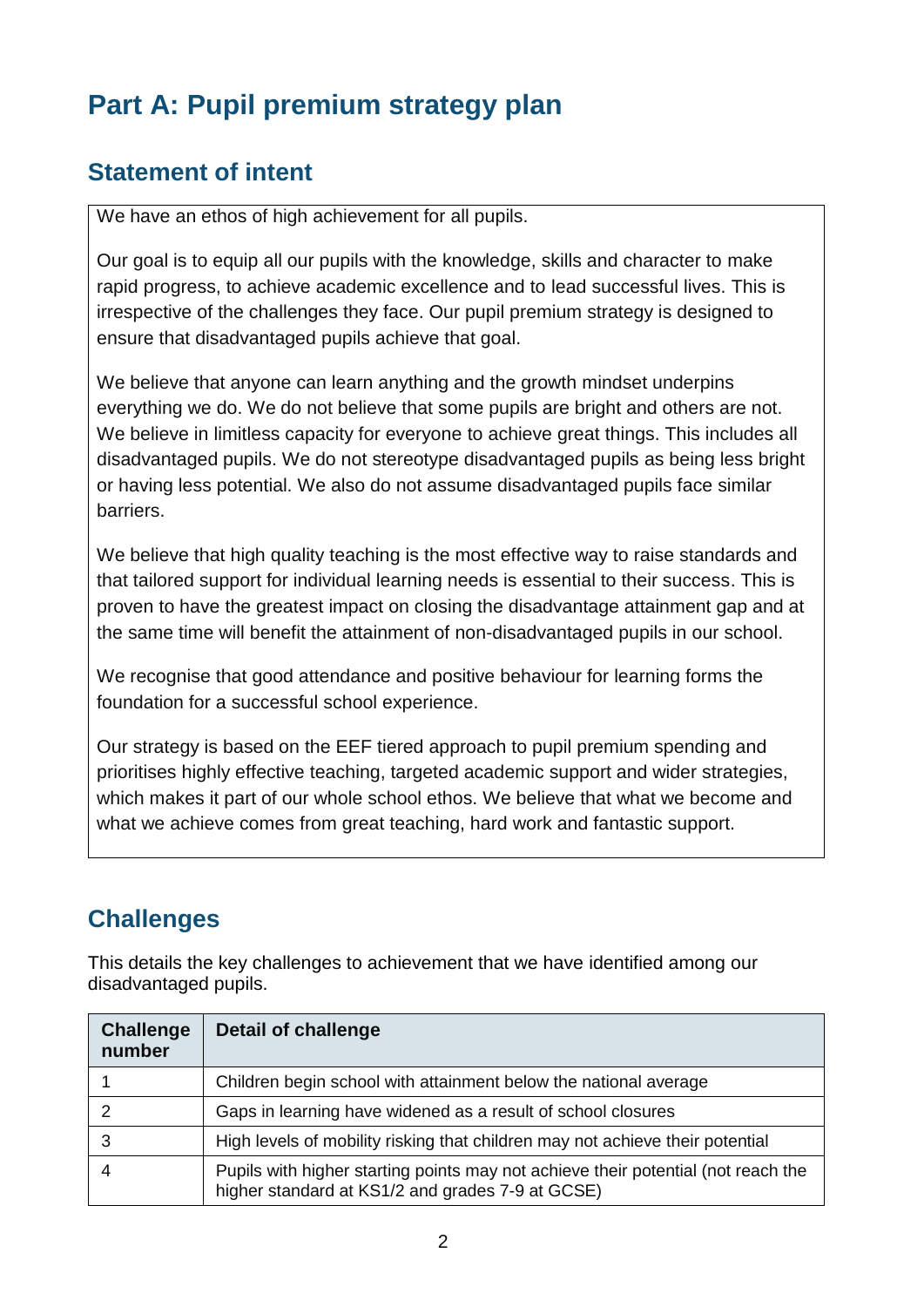# Part A: Pupil premium strategy plan

## Statement of intent

We have an ethos of high achievement for all pupils.

Our goal is to equip all our pupils with the knowledge, skills and character to make rapid progress, to achieve academic excellence and to lead successful lives. This is irrespective of the challenges they face. Our pupil premium strategy is designed to ensure that disadvantaged pupils achieve that goal.

We believe that anyone can learn anything and the growth mindset underpins everything we do. We do not believe that some pupils are bright and others are not. We believe in limitless capacity for everyone to achieve great things. This includes all disadvantaged pupils. We do not stereotype disadvantaged pupils as being less bright or having less potential. We also do not assume disadvantaged pupils face similar barriers.

We believe that high quality teaching is the most effective way to raise standards and that tailored support for individual learning needs is essential to their success. This is proven to have the greatest impact on closing the disadvantage attainment gap and at the same time will benefit the attainment of non-disadvantaged pupils in our school.

We recognise that good attendance and positive behaviour for learning forms the foundation for a successful school experience.

Our strategy is based on the EEF tiered approach to pupil premium spending and prioritises highly effective teaching, targeted academic support and wider strategies, which makes it part of our whole school ethos. We believe that what we become and what we achieve comes from great teaching, hard work and fantastic support.

## Challenges

This details the key challenges to achievement that we have identified among our disadvantaged pupils.

| Challenge number | Detail of challenge |
|---|---|
| 1 | Children begin school with attainment below the national average |
| 2 | Gaps in learning have widened as a result of school closures |
| 3 | High levels of mobility risking that children may not achieve their potential |
| 4 | Pupils with higher starting points may not achieve their potential (not reach the higher standard at KS1/2 and grades 7-9 at GCSE) |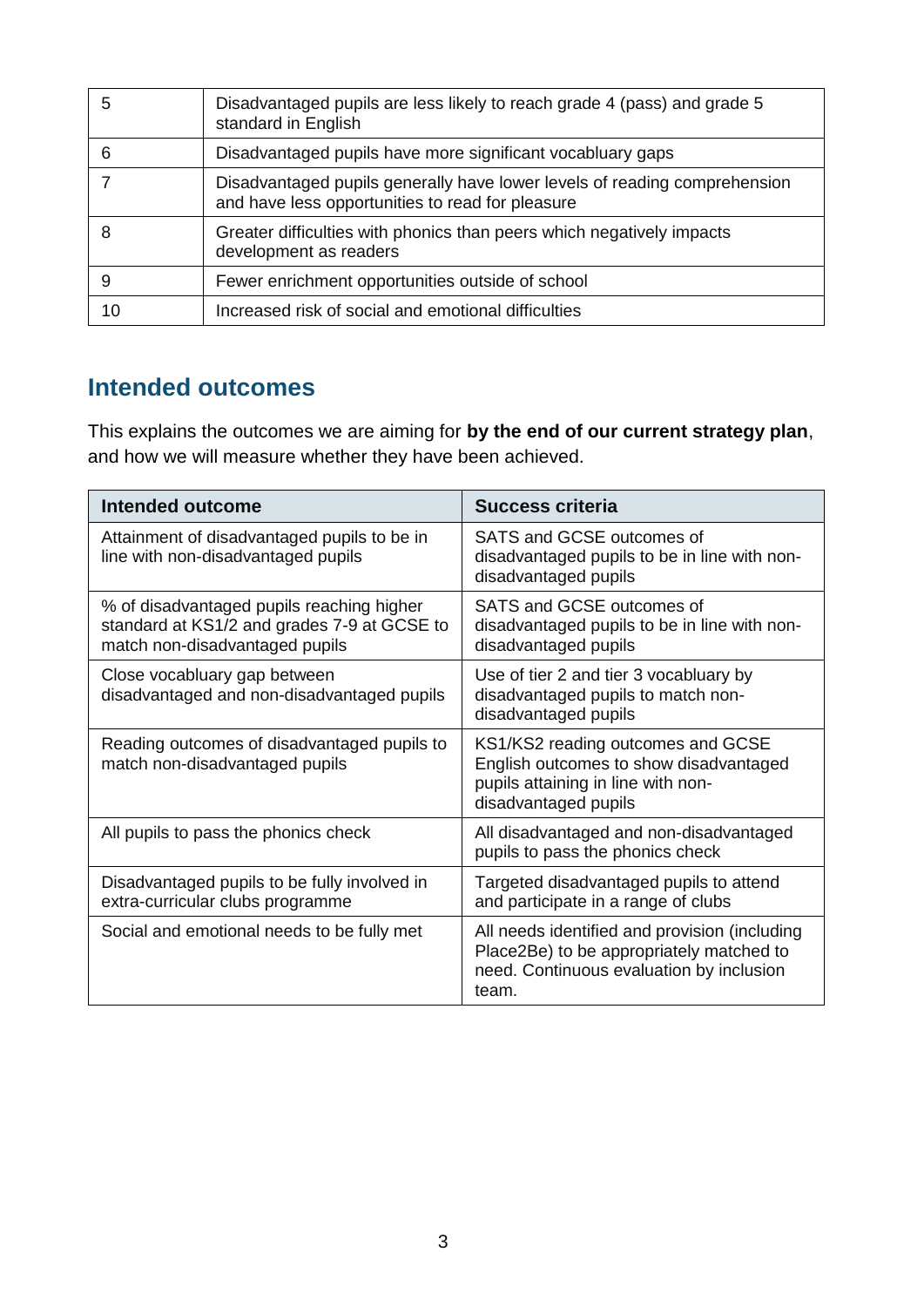| | |
|---|---|
| 5 | Disadvantaged pupils are less likely to reach grade 4 (pass) and grade 5 standard in English |
| 6 | Disadvantaged pupils have more significant vocabluary gaps |
| 7 | Disadvantaged pupils generally have lower levels of reading comprehension and have less opportunities to read for pleasure |
| 8 | Greater difficulties with phonics than peers which negatively impacts development as readers |
| 9 | Fewer enrichment opportunities outside of school |
| 10 | Increased risk of social and emotional difficulties |

## Intended outcomes

This explains the outcomes we are aiming for **by the end of our current strategy plan**, and how we will measure whether they have been achieved.

| Intended outcome | Success criteria |
|---|---|
| Attainment of disadvantaged pupils to be in line with non-disadvantaged pupils | SATS and GCSE outcomes of disadvantaged pupils to be in line with non-disadvantaged pupils |
| % of disadvantaged pupils reaching higher standard at KS1/2 and grades 7-9 at GCSE to match non-disadvantaged pupils | SATS and GCSE outcomes of disadvantaged pupils to be in line with non-disadvantaged pupils |
| Close vocabluary gap between disadvantaged and non-disadvantaged pupils | Use of tier 2 and tier 3 vocabluary by disadvantaged pupils to match non-disadvantaged pupils |
| Reading outcomes of disadvantaged pupils to match non-disadvantaged pupils | KS1/KS2 reading outcomes and GCSE English outcomes to show disadvantaged pupils attaining in line with non-disadvantaged pupils |
| All pupils to pass the phonics check | All disadvantaged and non-disadvantaged pupils to pass the phonics check |
| Disadvantaged pupils to be fully involved in extra-curricular clubs programme | Targeted disadvantaged pupils to attend and participate in a range of clubs |
| Social and emotional needs to be fully met | All needs identified and provision (including Place2Be) to be appropriately matched to need. Continuous evaluation by inclusion team. |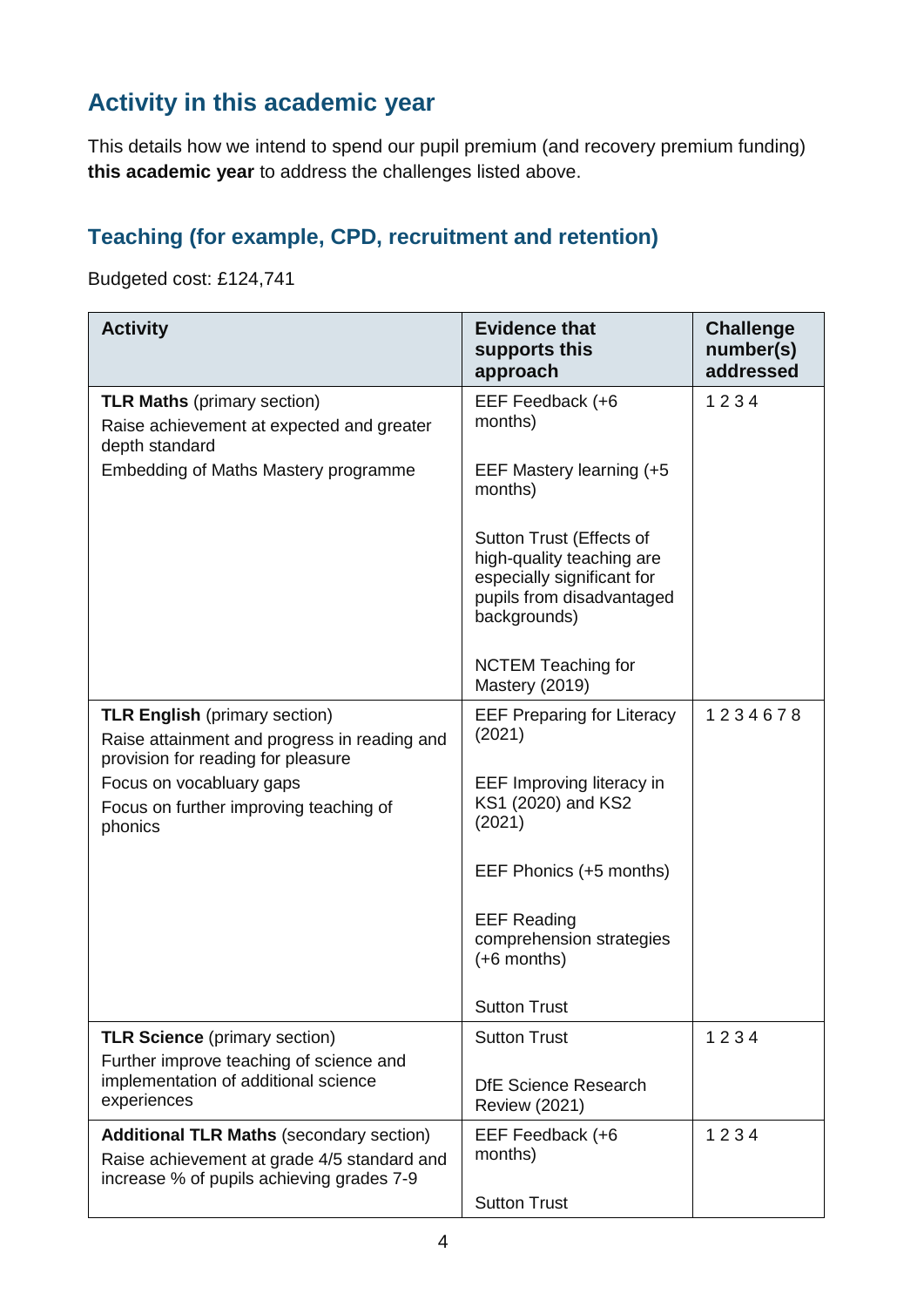## Activity in this academic year

This details how we intend to spend our pupil premium (and recovery premium funding) **this academic year** to address the challenges listed above.

### Teaching (for example, CPD, recruitment and retention)

Budgeted cost: £124,741

| Activity | Evidence that supports this approach | Challenge number(s) addressed |
|---|---|---|
| **TLR Maths** (primary section)<br>Raise achievement at expected and greater depth standard<br>Embedding of Maths Mastery programme | EEF Feedback (+6 months)<br><br>EEF Mastery learning (+5 months)<br><br>Sutton Trust (Effects of high-quality teaching are especially significant for pupils from disadvantaged backgrounds)<br><br>NCTEM Teaching for Mastery (2019) | 1 2 3 4 |
| **TLR English** (primary section)<br>Raise attainment and progress in reading and provision for reading for pleasure<br>Focus on vocabluary gaps<br>Focus on further improving teaching of phonics | EEF Preparing for Literacy (2021)<br><br>EEF Improving literacy in KS1 (2020) and KS2 (2021)<br><br>EEF Phonics (+5 months)<br><br>EEF Reading comprehension strategies (+6 months)<br><br>Sutton Trust | 1 2 3 4 6 7 8 |
| **TLR Science** (primary section)<br>Further improve teaching of science and implementation of additional science experiences | Sutton Trust<br><br>DfE Science Research Review (2021) | 1 2 3 4 |
| **Additional TLR Maths** (secondary section)<br>Raise achievement at grade 4/5 standard and increase % of pupils achieving grades 7-9 | EEF Feedback (+6 months)<br><br>Sutton Trust | 1 2 3 4 |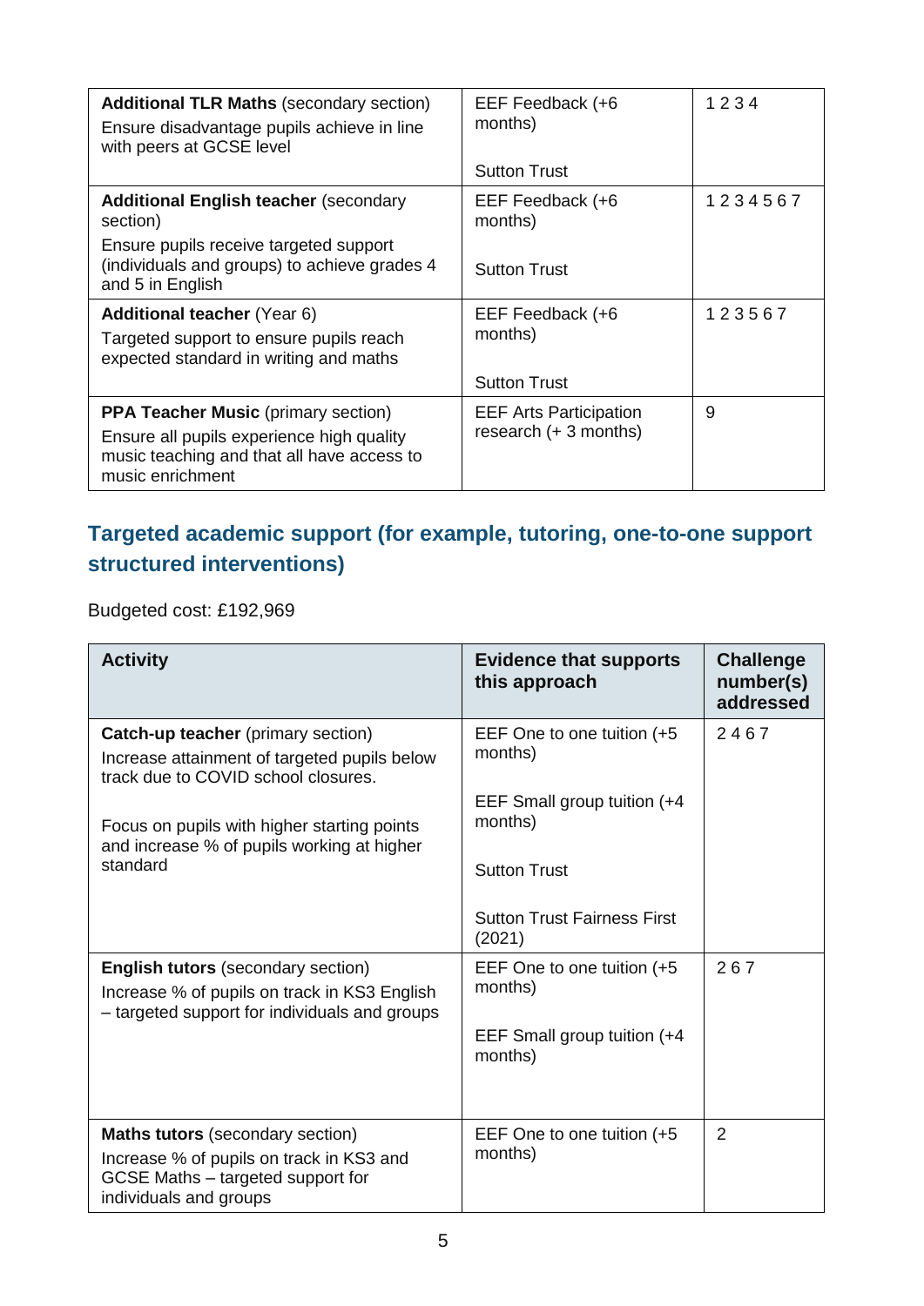| | | |
|---|---|---|
| **Additional TLR Maths** (secondary section)<br>Ensure disadvantage pupils achieve in line with peers at GCSE level | EEF Feedback (+6 months)<br><br>Sutton Trust | 1 2 3 4 |
| **Additional English teacher** (secondary section)<br>Ensure pupils receive targeted support (individuals and groups) to achieve grades 4 and 5 in English | EEF Feedback (+6 months)<br><br>Sutton Trust | 1 2 3 4 5 6 7 |
| **Additional teacher** (Year 6)<br>Targeted support to ensure pupils reach expected standard in writing and maths | EEF Feedback (+6 months)<br><br>Sutton Trust | 1 2 3 5 6 7 |
| **PPA Teacher Music** (primary section)<br>Ensure all pupils experience high quality music teaching and that all have access to music enrichment | EEF Arts Participation research (+ 3 months) | 9 |

## Targeted academic support (for example, tutoring, one-to-one support structured interventions)

Budgeted cost: £192,969

| Activity | Evidence that supports this approach | Challenge number(s) addressed |
|---|---|---|
| **Catch-up teacher** (primary section)<br>Increase attainment of targeted pupils below track due to COVID school closures.<br><br>Focus on pupils with higher starting points and increase % of pupils working at higher standard | EEF One to one tuition (+5 months)<br><br>EEF Small group tuition (+4 months)<br><br>Sutton Trust<br><br>Sutton Trust Fairness First (2021) | 2 4 6 7 |
| **English tutors** (secondary section)<br>Increase % of pupils on track in KS3 English – targeted support for individuals and groups | EEF One to one tuition (+5 months)<br><br>EEF Small group tuition (+4 months) | 2 6 7 |
| **Maths tutors** (secondary section)<br>Increase % of pupils on track in KS3 and GCSE Maths – targeted support for individuals and groups | EEF One to one tuition (+5 months) | 2 |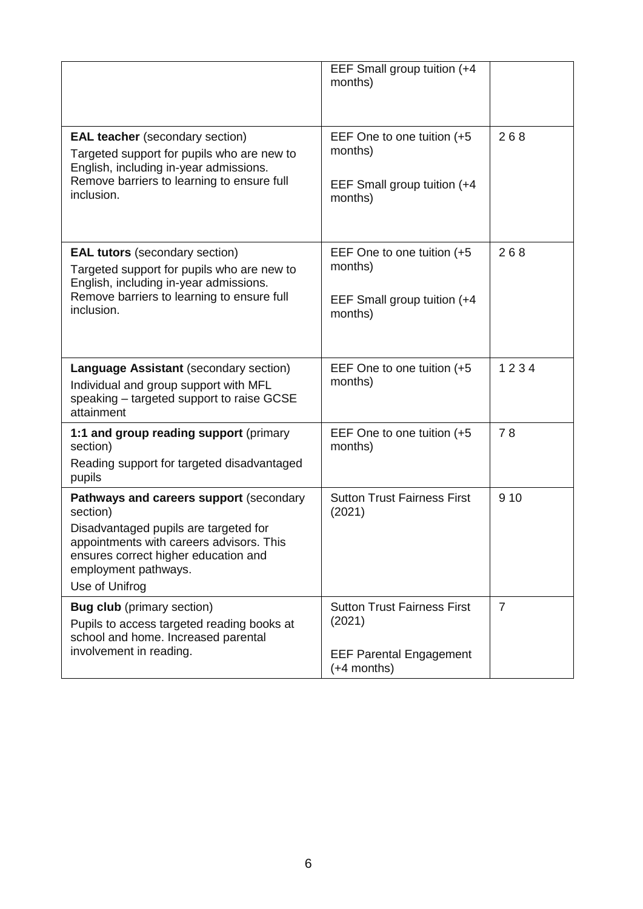| | | |
|---|---|---|
| | EEF Small group tuition (+4 months) | |
| **EAL teacher** (secondary section)<br>Targeted support for pupils who are new to English, including in-year admissions. Remove barriers to learning to ensure full inclusion. | EEF One to one tuition (+5 months)<br><br>EEF Small group tuition (+4 months) | 2 6 8 |
| **EAL tutors** (secondary section)<br>Targeted support for pupils who are new to English, including in-year admissions. Remove barriers to learning to ensure full inclusion. | EEF One to one tuition (+5 months)<br><br>EEF Small group tuition (+4 months) | 2 6 8 |
| **Language Assistant** (secondary section)<br>Individual and group support with MFL speaking – targeted support to raise GCSE attainment | EEF One to one tuition (+5 months) | 1 2 3 4 |
| **1:1 and group reading support** (primary section)<br>Reading support for targeted disadvantaged pupils | EEF One to one tuition (+5 months) | 7 8 |
| **Pathways and careers support** (secondary section)<br>Disadvantaged pupils are targeted for appointments with careers advisors. This ensures correct higher education and employment pathways.<br>Use of Unifrog | Sutton Trust Fairness First (2021) | 9 10 |
| **Bug club** (primary section)<br>Pupils to access targeted reading books at school and home. Increased parental involvement in reading. | Sutton Trust Fairness First (2021)<br><br>EEF Parental Engagement (+4 months) | 7 |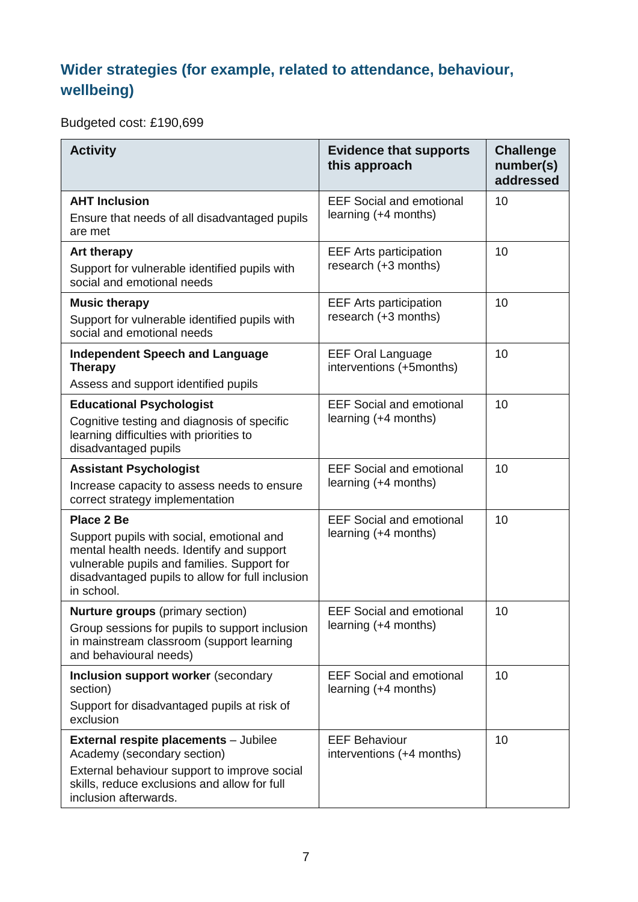## Wider strategies (for example, related to attendance, behaviour, wellbeing)

Budgeted cost: £190,699

| Activity | Evidence that supports this approach | Challenge number(s) addressed |
|---|---|---|
| **AHT Inclusion**<br>Ensure that needs of all disadvantaged pupils are met | EEF Social and emotional learning (+4 months) | 10 |
| **Art therapy**<br>Support for vulnerable identified pupils with social and emotional needs | EEF Arts participation research (+3 months) | 10 |
| **Music therapy**<br>Support for vulnerable identified pupils with social and emotional needs | EEF Arts participation research (+3 months) | 10 |
| **Independent Speech and Language Therapy**<br>Assess and support identified pupils | EEF Oral Language interventions (+5months) | 10 |
| **Educational Psychologist**<br>Cognitive testing and diagnosis of specific learning difficulties with priorities to disadvantaged pupils | EEF Social and emotional learning (+4 months) | 10 |
| **Assistant Psychologist**<br>Increase capacity to assess needs to ensure correct strategy implementation | EEF Social and emotional learning (+4 months) | 10 |
| **Place 2 Be**<br>Support pupils with social, emotional and mental health needs. Identify and support vulnerable pupils and families. Support for disadvantaged pupils to allow for full inclusion in school. | EEF Social and emotional learning (+4 months) | 10 |
| **Nurture groups** (primary section)<br>Group sessions for pupils to support inclusion in mainstream classroom (support learning and behavioural needs) | EEF Social and emotional learning (+4 months) | 10 |
| **Inclusion support worker** (secondary section)<br>Support for disadvantaged pupils at risk of exclusion | EEF Social and emotional learning (+4 months) | 10 |
| **External respite placements** – Jubilee Academy (secondary section)<br>External behaviour support to improve social skills, reduce exclusions and allow for full inclusion afterwards. | EEF Behaviour interventions (+4 months) | 10 |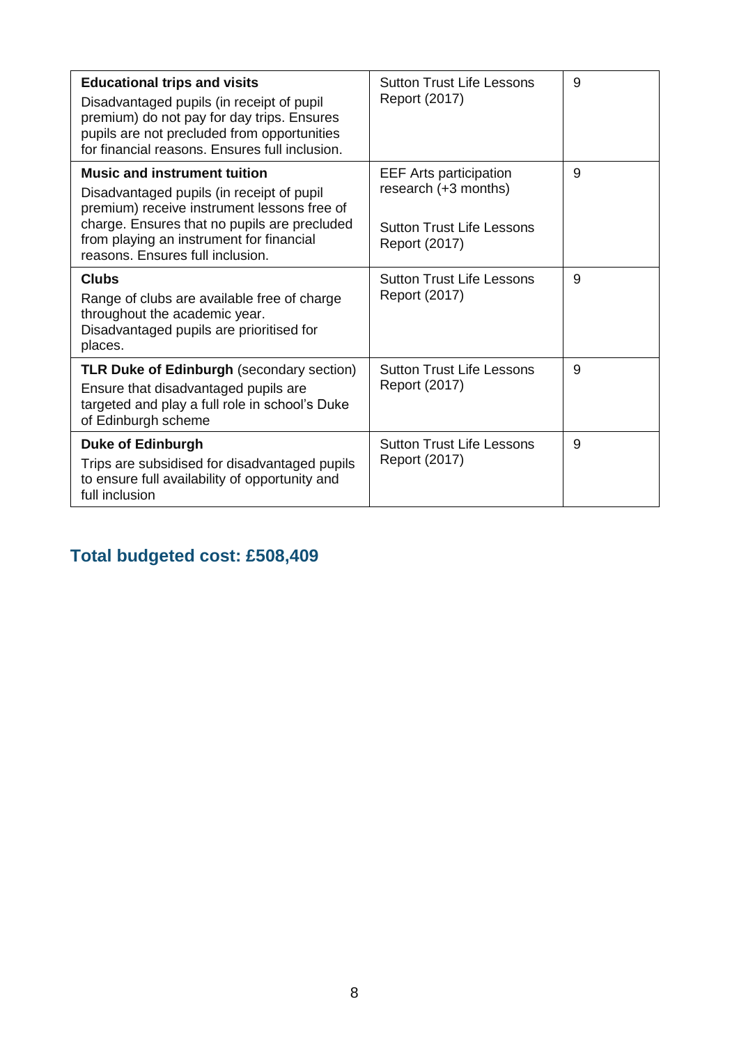| **Educational trips and visits** Disadvantaged pupils (in receipt of pupil premium) do not pay for day trips. Ensures pupils are not precluded from opportunities for financial reasons. Ensures full inclusion. | Sutton Trust Life Lessons Report (2017) | 9 |
|---|---|---|
| **Music and instrument tuition** Disadvantaged pupils (in receipt of pupil premium) receive instrument lessons free of charge. Ensures that no pupils are precluded from playing an instrument for financial reasons. Ensures full inclusion. | EEF Arts participation research (+3 months)<br><br>Sutton Trust Life Lessons Report (2017) | 9 |
| **Clubs** Range of clubs are available free of charge throughout the academic year. Disadvantaged pupils are prioritised for places. | Sutton Trust Life Lessons Report (2017) | 9 |
| **TLR Duke of Edinburgh** (secondary section) Ensure that disadvantaged pupils are targeted and play a full role in school's Duke of Edinburgh scheme | Sutton Trust Life Lessons Report (2017) | 9 |
| **Duke of Edinburgh** Trips are subsidised for disadvantaged pupils to ensure full availability of opportunity and full inclusion | Sutton Trust Life Lessons Report (2017) | 9 |

## Total budgeted cost: £508,409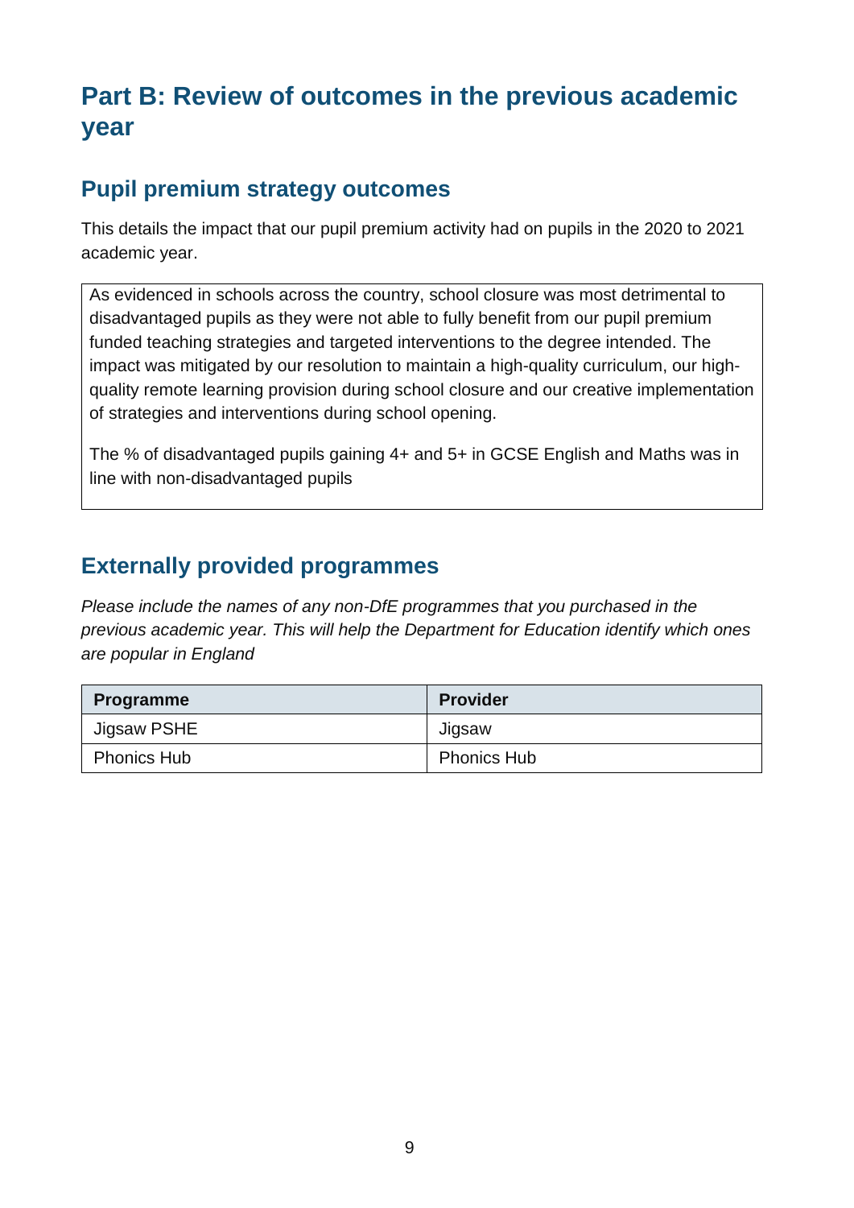# Part B: Review of outcomes in the previous academic year

## Pupil premium strategy outcomes

This details the impact that our pupil premium activity had on pupils in the 2020 to 2021 academic year.

As evidenced in schools across the country, school closure was most detrimental to disadvantaged pupils as they were not able to fully benefit from our pupil premium funded teaching strategies and targeted interventions to the degree intended. The impact was mitigated by our resolution to maintain a high-quality curriculum, our high-quality remote learning provision during school closure and our creative implementation of strategies and interventions during school opening.

The % of disadvantaged pupils gaining 4+ and 5+ in GCSE English and Maths was in line with non-disadvantaged pupils

## Externally provided programmes

*Please include the names of any non-DfE programmes that you purchased in the previous academic year. This will help the Department for Education identify which ones are popular in England*

| Programme | Provider |
|---|---|
| Jigsaw PSHE | Jigsaw |
| Phonics Hub | Phonics Hub |